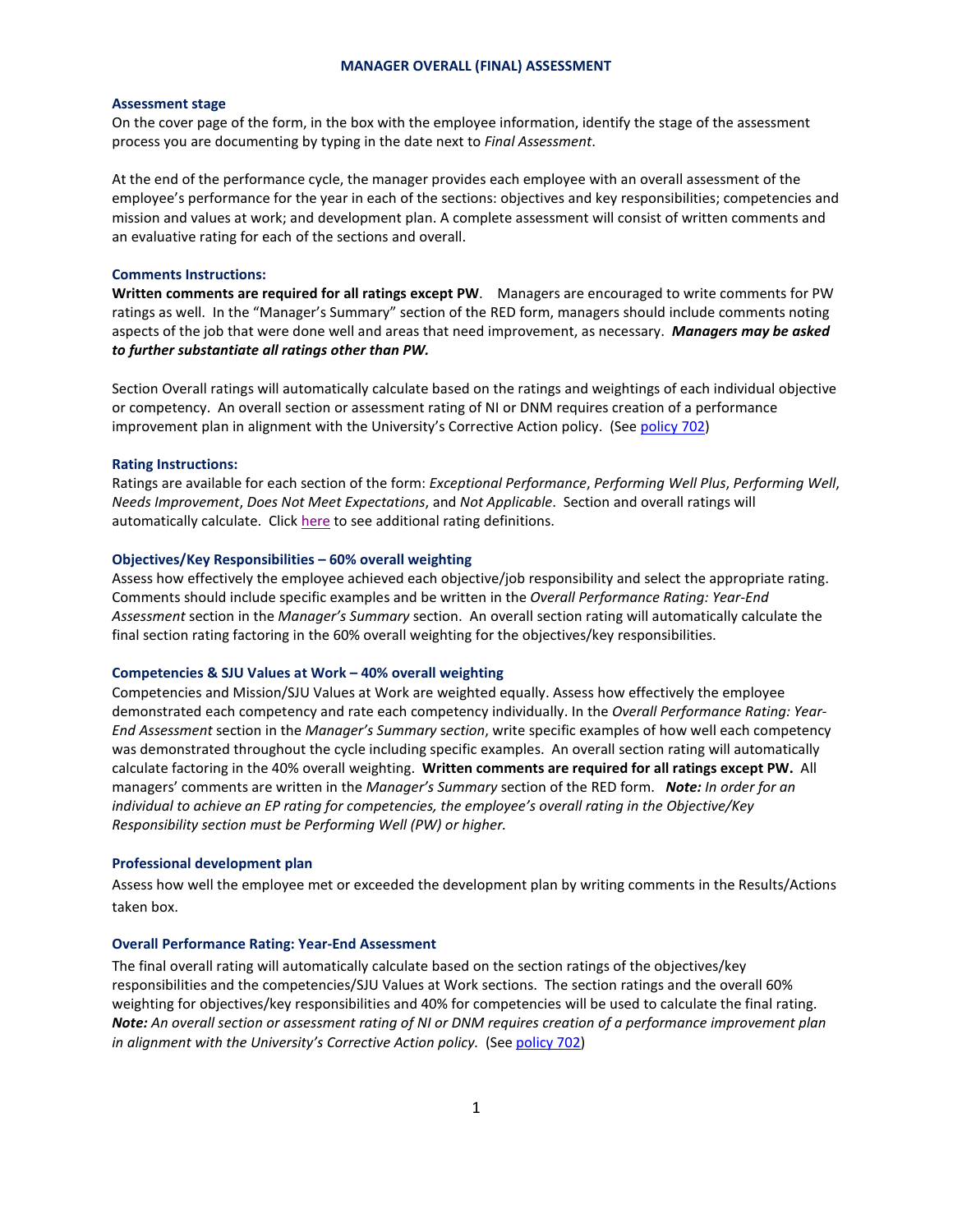# MANAGER OVERALL (FINAL) ASSESSMENT

### Assessment stage

On the cover page of the form, in the box with the employee information, identify the stage of the assessment process you are documenting by typing in the date next to *Final Assessment*.

At the end of the performance cycle, the manager provides each employee with an overall assessment of the employee's performance for the year in each of the sections: objectives and key responsibilities; competencies and mission and values at work; and development plan. A complete assessment will consist of written comments and an evaluative rating for each of the sections and overall.

### Comments Instructions:

**Written comments are required for all ratings except PW**. Managers are encouraged to write comments for PW ratings as well. In the "Manager's Summary" section of the RED form, managers should include comments noting aspects of the job that were done well and areas that need improvement, as necessary. ***Managers may be asked to further substantiate all ratings other than PW.***

Section Overall ratings will automatically calculate based on the ratings and weightings of each individual objective or competency. An overall section or assessment rating of NI or DNM requires creation of a performance improvement plan in alignment with the University's Corrective Action policy. (See policy 702)

### Rating Instructions:

Ratings are available for each section of the form: *Exceptional Performance*, *Performing Well Plus*, *Performing Well*, *Needs Improvement*, *Does Not Meet Expectations*, and *Not Applicable*. Section and overall ratings will automatically calculate. Click here to see additional rating definitions.

### Objectives/Key Responsibilities – 60% overall weighting

Assess how effectively the employee achieved each objective/job responsibility and select the appropriate rating. Comments should include specific examples and be written in the *Overall Performance Rating: Year-End Assessment* section in the *Manager's Summary* section. An overall section rating will automatically calculate the final section rating factoring in the 60% overall weighting for the objectives/key responsibilities.

### Competencies & SJU Values at Work – 40% overall weighting

Competencies and Mission/SJU Values at Work are weighted equally. Assess how effectively the employee demonstrated each competency and rate each competency individually. In the *Overall Performance Rating: Year-End Assessment* section in the *Manager's Summary section*, write specific examples of how well each competency was demonstrated throughout the cycle including specific examples. An overall section rating will automatically calculate factoring in the 40% overall weighting. **Written comments are required for all ratings except PW.** All managers' comments are written in the *Manager's Summary* section of the RED form. ***Note:*** *In order for an individual to achieve an EP rating for competencies, the employee's overall rating in the Objective/Key Responsibility section must be Performing Well (PW) or higher.*

### Professional development plan

Assess how well the employee met or exceeded the development plan by writing comments in the Results/Actions taken box.

### Overall Performance Rating: Year-End Assessment

The final overall rating will automatically calculate based on the section ratings of the objectives/key responsibilities and the competencies/SJU Values at Work sections. The section ratings and the overall 60% weighting for objectives/key responsibilities and 40% for competencies will be used to calculate the final rating. ***Note:*** *An overall section or assessment rating of NI or DNM requires creation of a performance improvement plan in alignment with the University's Corrective Action policy.* (See policy 702)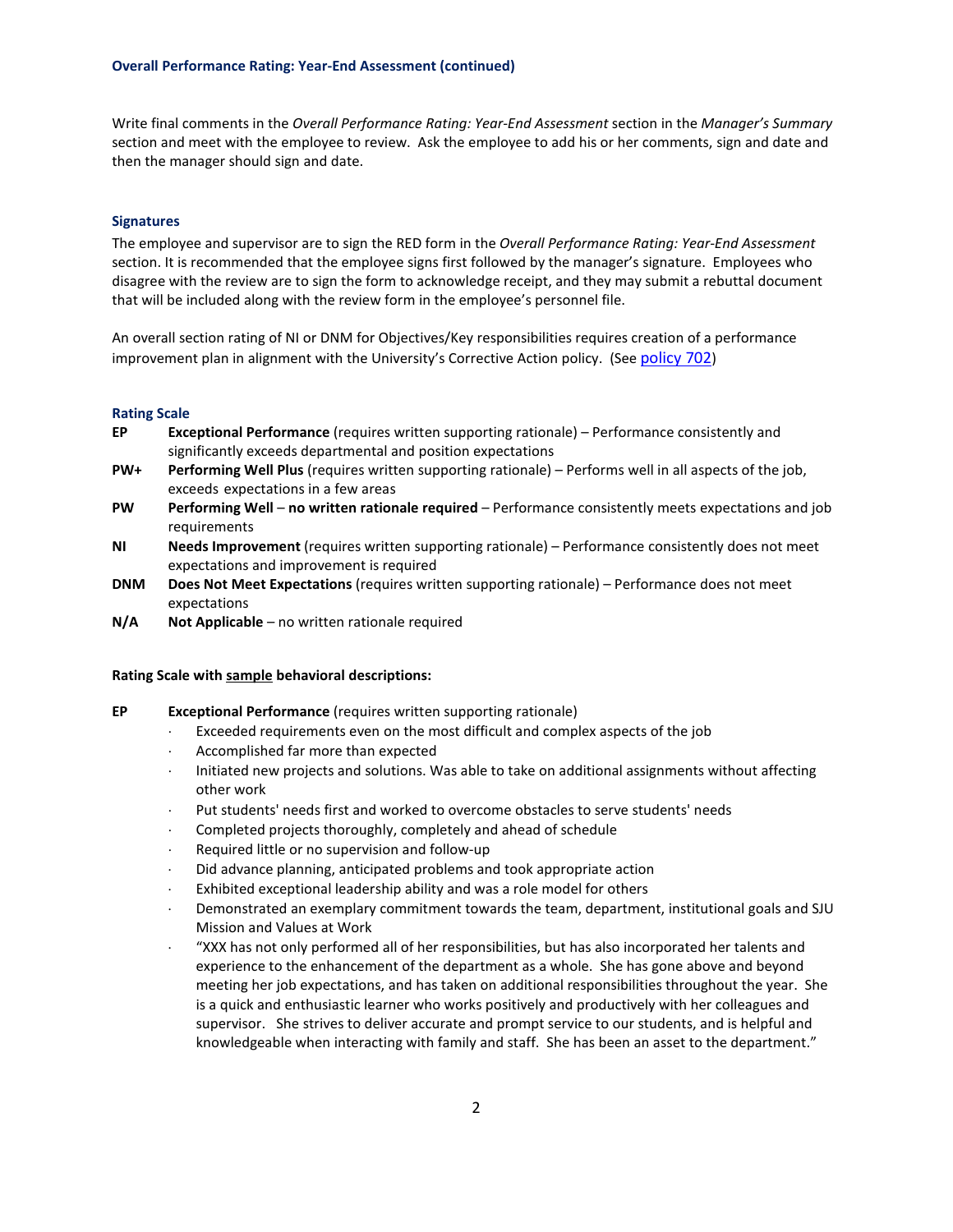### Overall Performance Rating: Year-End Assessment (continued)

Write final comments in the *Overall Performance Rating: Year-End Assessment* section in the *Manager's Summary* section and meet with the employee to review. Ask the employee to add his or her comments, sign and date and then the manager should sign and date.

### Signatures

The employee and supervisor are to sign the RED form in the *Overall Performance Rating: Year-End Assessment* section. It is recommended that the employee signs first followed by the manager's signature. Employees who disagree with the review are to sign the form to acknowledge receipt, and they may submit a rebuttal document that will be included along with the review form in the employee's personnel file.

An overall section rating of NI or DNM for Objectives/Key responsibilities requires creation of a performance improvement plan in alignment with the University's Corrective Action policy. (See policy 702)

### Rating Scale

- **EP** — **Exceptional Performance** (requires written supporting rationale) – Performance consistently and significantly exceeds departmental and position expectations
- **PW+** — **Performing Well Plus** (requires written supporting rationale) – Performs well in all aspects of the job, exceeds expectations in a few areas
- **PW** — **Performing Well** – **no written rationale required** – Performance consistently meets expectations and job requirements
- **NI** — **Needs Improvement** (requires written supporting rationale) – Performance consistently does not meet expectations and improvement is required
- **DNM** — **Does Not Meet Expectations** (requires written supporting rationale) – Performance does not meet expectations
- **N/A** — **Not Applicable** – no written rationale required

**Rating Scale with <u>sample</u> behavioral descriptions:**

**EP** **Exceptional Performance** (requires written supporting rationale)

- Exceeded requirements even on the most difficult and complex aspects of the job
- Accomplished far more than expected
- Initiated new projects and solutions. Was able to take on additional assignments without affecting other work
- Put students' needs first and worked to overcome obstacles to serve students' needs
- Completed projects thoroughly, completely and ahead of schedule
- Required little or no supervision and follow-up
- Did advance planning, anticipated problems and took appropriate action
- Exhibited exceptional leadership ability and was a role model for others
- Demonstrated an exemplary commitment towards the team, department, institutional goals and SJU Mission and Values at Work
- "XXX has not only performed all of her responsibilities, but has also incorporated her talents and experience to the enhancement of the department as a whole. She has gone above and beyond meeting her job expectations, and has taken on additional responsibilities throughout the year. She is a quick and enthusiastic learner who works positively and productively with her colleagues and supervisor. She strives to deliver accurate and prompt service to our students, and is helpful and knowledgeable when interacting with family and staff. She has been an asset to the department."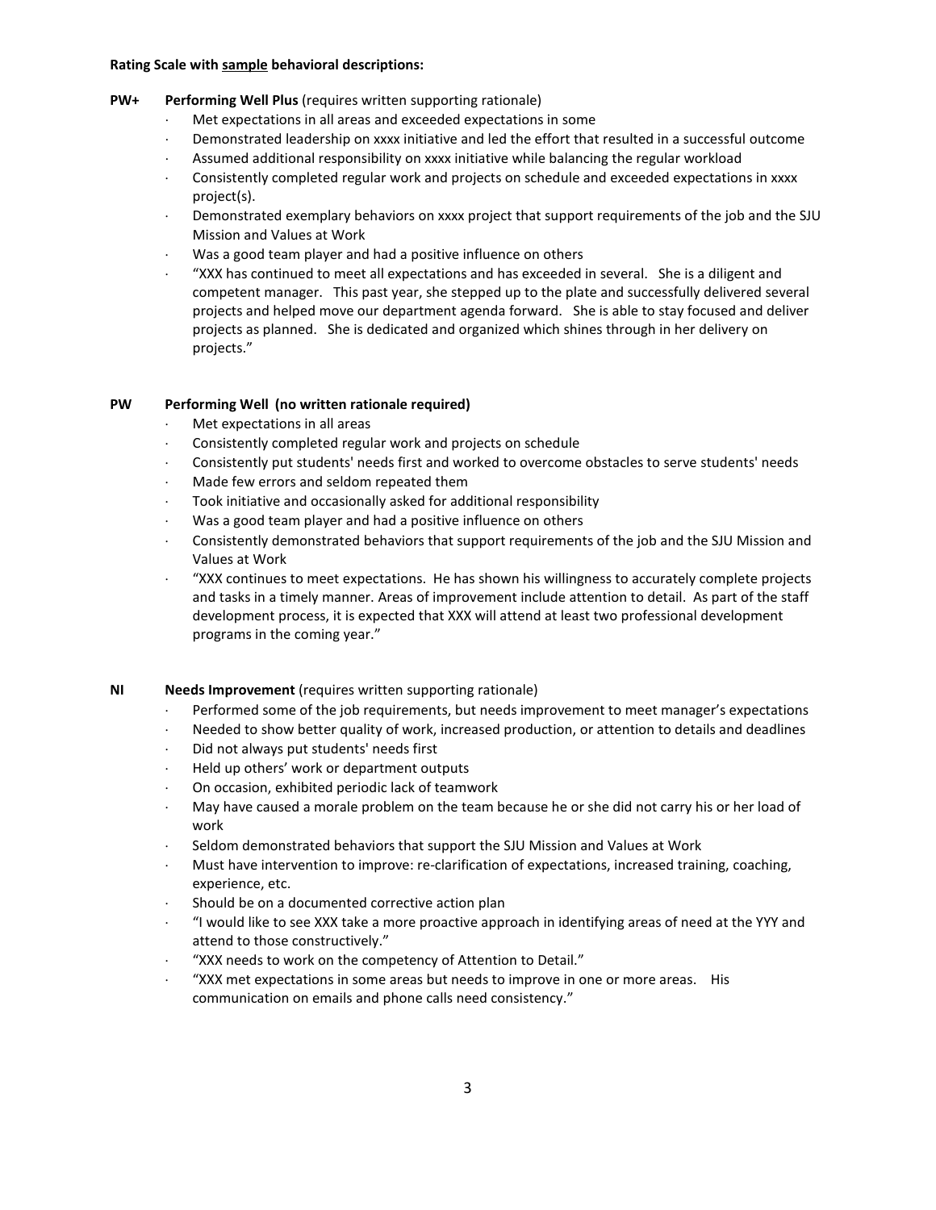**Rating Scale with <u>sample</u> behavioral descriptions:**

**PW+ Performing Well Plus** (requires written supporting rationale)

- Met expectations in all areas and exceeded expectations in some
- Demonstrated leadership on xxxx initiative and led the effort that resulted in a successful outcome
- Assumed additional responsibility on xxxx initiative while balancing the regular workload
- Consistently completed regular work and projects on schedule and exceeded expectations in xxxx project(s).
- Demonstrated exemplary behaviors on xxxx project that support requirements of the job and the SJU Mission and Values at Work
- Was a good team player and had a positive influence on others
- "XXX has continued to meet all expectations and has exceeded in several. She is a diligent and competent manager. This past year, she stepped up to the plate and successfully delivered several projects and helped move our department agenda forward. She is able to stay focused and deliver projects as planned. She is dedicated and organized which shines through in her delivery on projects."

**PW Performing Well (no written rationale required)**

- Met expectations in all areas
- Consistently completed regular work and projects on schedule
- Consistently put students' needs first and worked to overcome obstacles to serve students' needs
- Made few errors and seldom repeated them
- Took initiative and occasionally asked for additional responsibility
- Was a good team player and had a positive influence on others
- Consistently demonstrated behaviors that support requirements of the job and the SJU Mission and Values at Work
- "XXX continues to meet expectations. He has shown his willingness to accurately complete projects and tasks in a timely manner. Areas of improvement include attention to detail. As part of the staff development process, it is expected that XXX will attend at least two professional development programs in the coming year."

**NI Needs Improvement** (requires written supporting rationale)

- Performed some of the job requirements, but needs improvement to meet manager's expectations
- Needed to show better quality of work, increased production, or attention to details and deadlines
- Did not always put students' needs first
- Held up others' work or department outputs
- On occasion, exhibited periodic lack of teamwork
- May have caused a morale problem on the team because he or she did not carry his or her load of work
- Seldom demonstrated behaviors that support the SJU Mission and Values at Work
- Must have intervention to improve: re-clarification of expectations, increased training, coaching, experience, etc.
- Should be on a documented corrective action plan
- "I would like to see XXX take a more proactive approach in identifying areas of need at the YYY and attend to those constructively."
- "XXX needs to work on the competency of Attention to Detail."
- "XXX met expectations in some areas but needs to improve in one or more areas. His communication on emails and phone calls need consistency."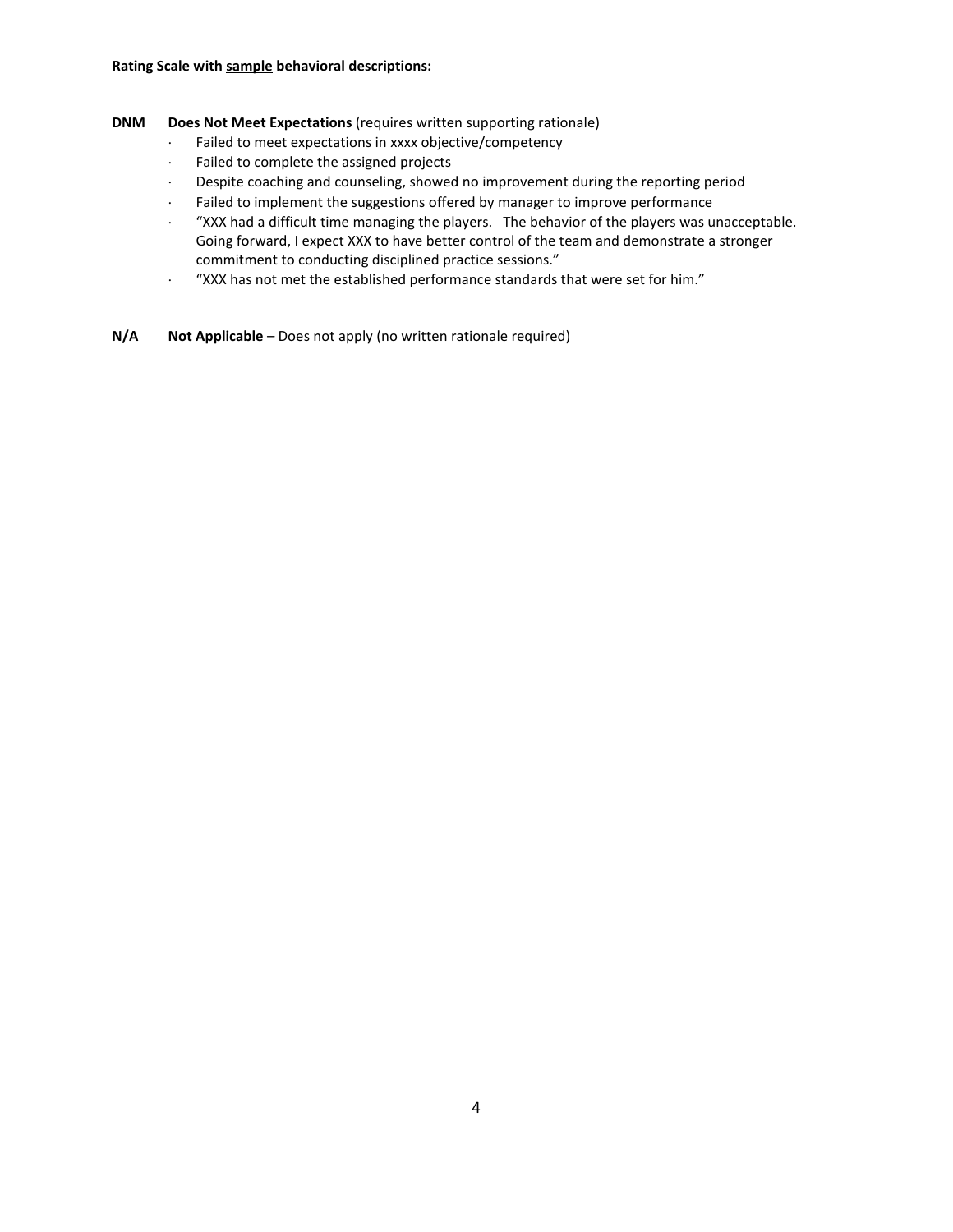**Rating Scale with <u>sample</u> behavioral descriptions:**

**DNM** **Does Not Meet Expectations** (requires written supporting rationale)

- Failed to meet expectations in xxxx objective/competency
- Failed to complete the assigned projects
- Despite coaching and counseling, showed no improvement during the reporting period
- Failed to implement the suggestions offered by manager to improve performance
- "XXX had a difficult time managing the players. The behavior of the players was unacceptable. Going forward, I expect XXX to have better control of the team and demonstrate a stronger commitment to conducting disciplined practice sessions."
- "XXX has not met the established performance standards that were set for him."

**N/A** **Not Applicable** – Does not apply (no written rationale required)